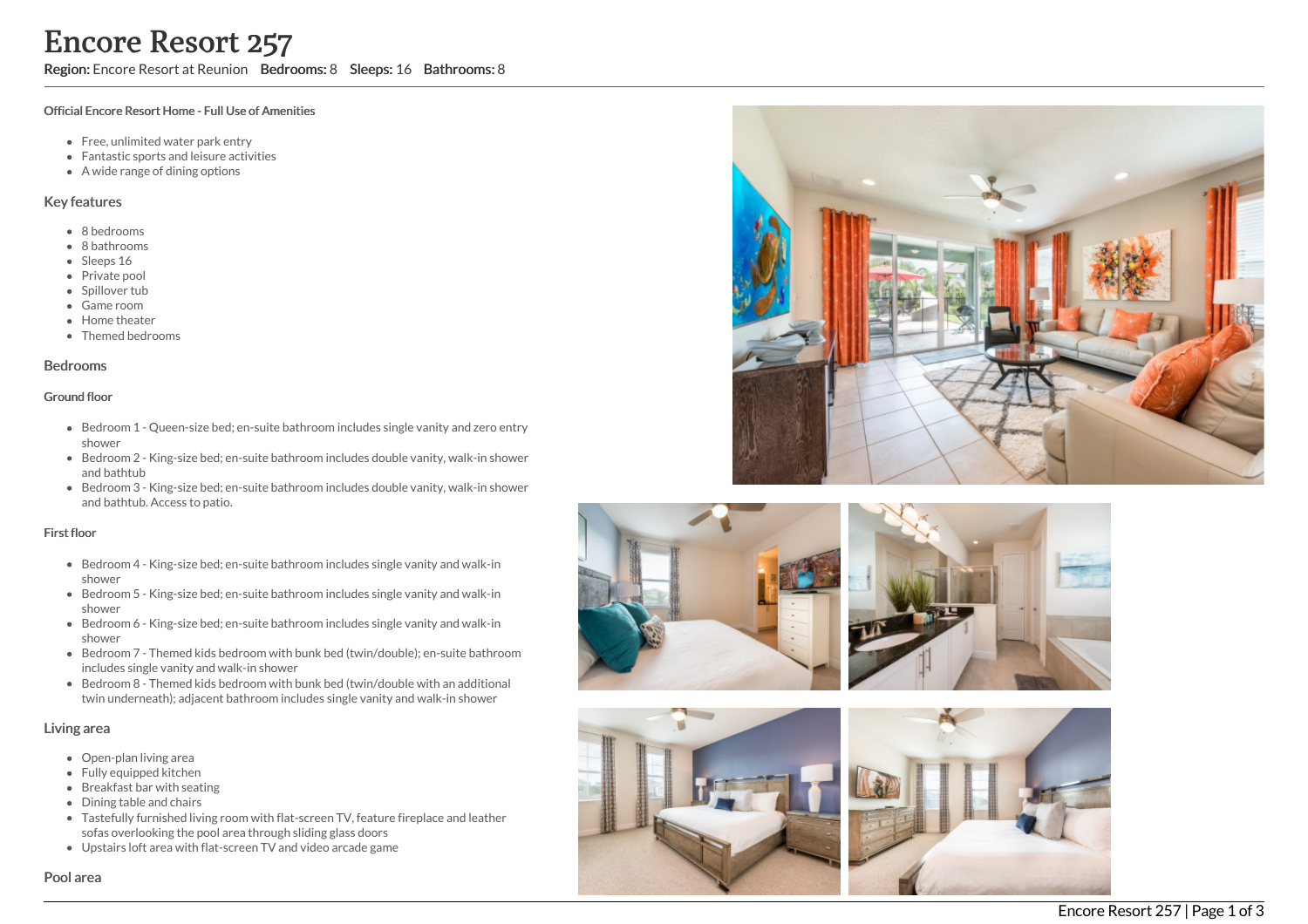# Encore Resort 257

**Region:** Encore Resort at Reunion **Bedrooms:** 8 **Sleeps:** 16 **Bathrooms:** 8

**Official Encore Resort Home - Full Use of Amenities**

- Free, unlimited water park entry
- Fantastic sports and leisure activities
- A wide range of dining options

## Key features

- 8 bedrooms
- 8 bathrooms
- Sleeps 16
- Private pool
- Spillover tub
- Game room
- Home theater
- Themed bedrooms

## Bedrooms

### Ground floor

- Bedroom 1 - Queen-size bed; en-suite bathroom includes single vanity and zero entry shower
- Bedroom 2 - King-size bed; en-suite bathroom includes double vanity, walk-in shower and bathtub
- Bedroom 3 - King-size bed; en-suite bathroom includes double vanity, walk-in shower and bathtub. Access to patio.

### First floor

- Bedroom 4 - King-size bed; en-suite bathroom includes single vanity and walk-in shower
- Bedroom 5 - King-size bed; en-suite bathroom includes single vanity and walk-in shower
- Bedroom 6 - King-size bed; en-suite bathroom includes single vanity and walk-in shower
- Bedroom 7 - Themed kids bedroom with bunk bed (twin/double); en-suite bathroom includes single vanity and walk-in shower
- Bedroom 8 - Themed kids bedroom with bunk bed (twin/double with an additional twin underneath); adjacent bathroom includes single vanity and walk-in shower

## Living area

- Open-plan living area
- Fully equipped kitchen
- Breakfast bar with seating
- Dining table and chairs
- Tastefully furnished living room with flat-screen TV, feature fireplace and leather sofas overlooking the pool area through sliding glass doors
- Upstairs loft area with flat-screen TV and video arcade game

## Pool area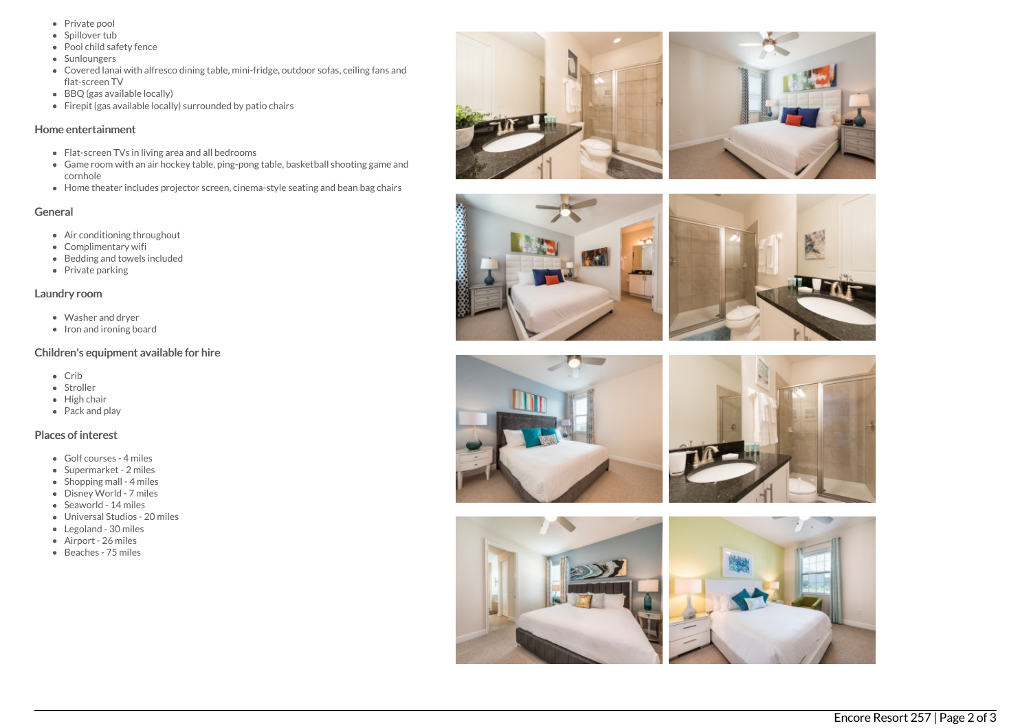- Private pool
- Spillover tub
- Pool child safety fence
- Sunloungers
- Covered lanai with alfresco dining table, mini-fridge, outdoor sofas, ceiling fans and flat-screen TV
- BBQ (gas available locally)
- Firepit (gas available locally) surrounded by patio chairs

## Home entertainment

- Flat-screen TVs in living area and all bedrooms
- Game room with an air hockey table, ping-pong table, basketball shooting game and cornhole
- Home theater includes projector screen, cinema-style seating and bean bag chairs

## General

- Air conditioning throughout
- Complimentary wifi
- Bedding and towels included
- Private parking

## Laundry room

- Washer and dryer
- Iron and ironing board

## Children's equipment available for hire

- Crib
- Stroller
- High chair
- Pack and play

## Places of interest

- Golf courses - 4 miles
- Supermarket - 2 miles
- Shopping mall - 4 miles
- Disney World - 7 miles
- Seaworld - 14 miles
- Universal Studios - 20 miles
- Legoland - 30 miles
- Airport - 26 miles
- Beaches - 75 miles